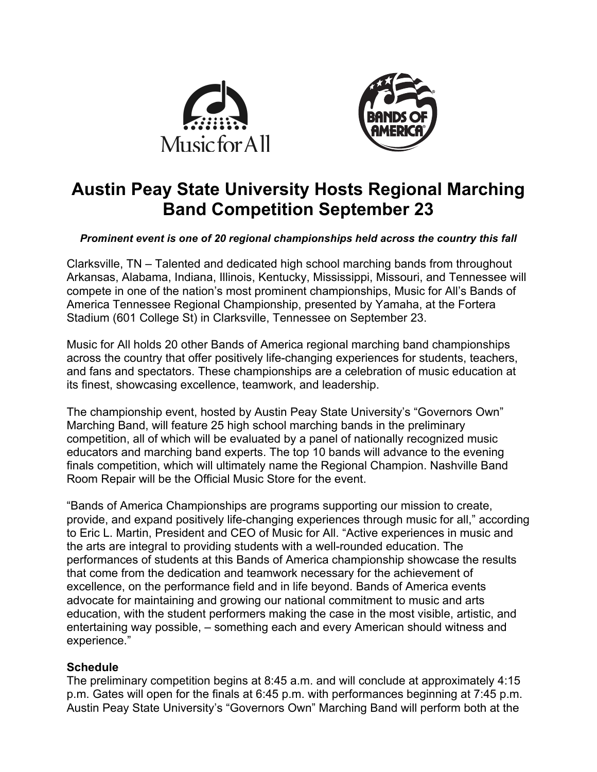# Austin Peay State University Hosts Regional Marching Band Competition September 23

***Prominent event is one of 20 regional championships held across the country this fall***

Clarksville, TN – Talented and dedicated high school marching bands from throughout Arkansas, Alabama, Indiana, Illinois, Kentucky, Mississippi, Missouri, and Tennessee will compete in one of the nation's most prominent championships, Music for All's Bands of America Tennessee Regional Championship, presented by Yamaha, at the Fortera Stadium (601 College St) in Clarksville, Tennessee on September 23.

Music for All holds 20 other Bands of America regional marching band championships across the country that offer positively life-changing experiences for students, teachers, and fans and spectators. These championships are a celebration of music education at its finest, showcasing excellence, teamwork, and leadership.

The championship event, hosted by Austin Peay State University's "Governors Own" Marching Band, will feature 25 high school marching bands in the preliminary competition, all of which will be evaluated by a panel of nationally recognized music educators and marching band experts. The top 10 bands will advance to the evening finals competition, which will ultimately name the Regional Champion. Nashville Band Room Repair will be the Official Music Store for the event.

"Bands of America Championships are programs supporting our mission to create, provide, and expand positively life-changing experiences through music for all," according to Eric L. Martin, President and CEO of Music for All. "Active experiences in music and the arts are integral to providing students with a well-rounded education. The performances of students at this Bands of America championship showcase the results that come from the dedication and teamwork necessary for the achievement of excellence, on the performance field and in life beyond. Bands of America events advocate for maintaining and growing our national commitment to music and arts education, with the student performers making the case in the most visible, artistic, and entertaining way possible, – something each and every American should witness and experience."

**Schedule**

The preliminary competition begins at 8:45 a.m. and will conclude at approximately 4:15 p.m. Gates will open for the finals at 6:45 p.m. with performances beginning at 7:45 p.m. Austin Peay State University's "Governors Own" Marching Band will perform both at the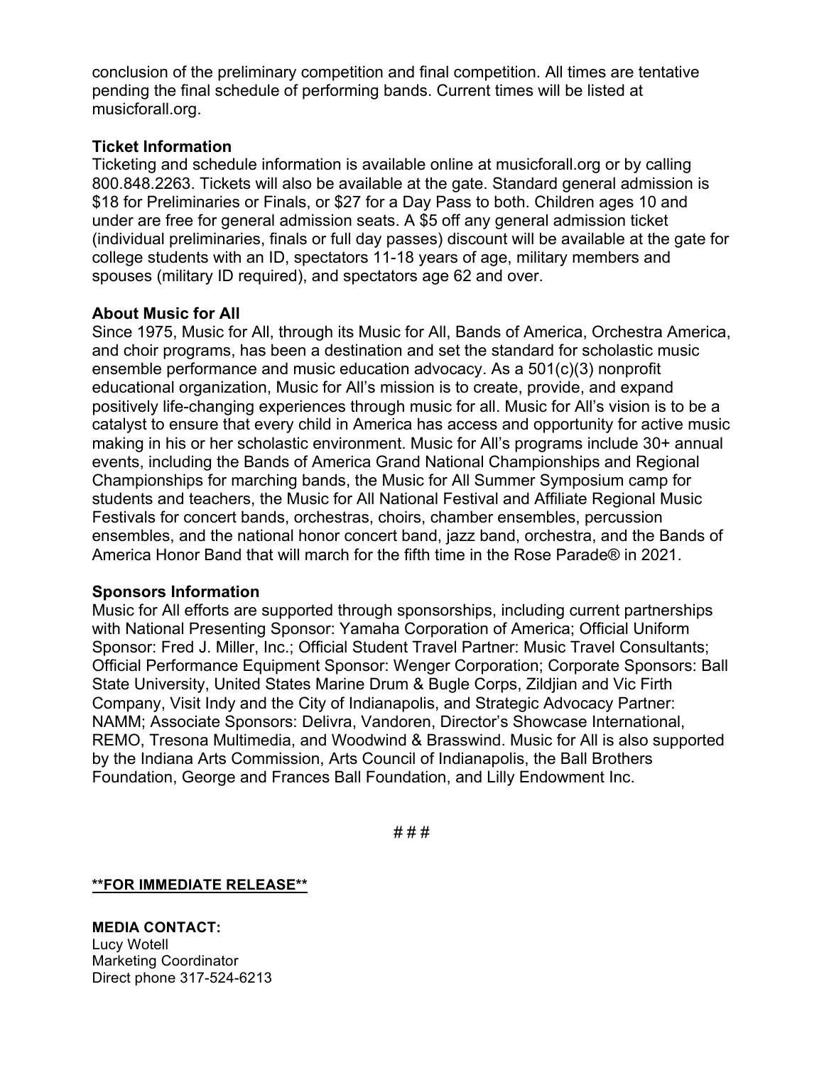conclusion of the preliminary competition and final competition. All times are tentative pending the final schedule of performing bands. Current times will be listed at musicforall.org.

**Ticket Information**

Ticketing and schedule information is available online at musicforall.org or by calling 800.848.2263. Tickets will also be available at the gate. Standard general admission is $18 for Preliminaries or Finals, or $27 for a Day Pass to both. Children ages 10 and under are free for general admission seats. A $5 off any general admission ticket (individual preliminaries, finals or full day passes) discount will be available at the gate for college students with an ID, spectators 11-18 years of age, military members and spouses (military ID required), and spectators age 62 and over.

**About Music for All**

Since 1975, Music for All, through its Music for All, Bands of America, Orchestra America, and choir programs, has been a destination and set the standard for scholastic music ensemble performance and music education advocacy. As a 501(c)(3) nonprofit educational organization, Music for All's mission is to create, provide, and expand positively life-changing experiences through music for all. Music for All's vision is to be a catalyst to ensure that every child in America has access and opportunity for active music making in his or her scholastic environment. Music for All's programs include 30+ annual events, including the Bands of America Grand National Championships and Regional Championships for marching bands, the Music for All Summer Symposium camp for students and teachers, the Music for All National Festival and Affiliate Regional Music Festivals for concert bands, orchestras, choirs, chamber ensembles, percussion ensembles, and the national honor concert band, jazz band, orchestra, and the Bands of America Honor Band that will march for the fifth time in the Rose Parade® in 2021.

**Sponsors Information**

Music for All efforts are supported through sponsorships, including current partnerships with National Presenting Sponsor: Yamaha Corporation of America; Official Uniform Sponsor: Fred J. Miller, Inc.; Official Student Travel Partner: Music Travel Consultants; Official Performance Equipment Sponsor: Wenger Corporation; Corporate Sponsors: Ball State University, United States Marine Drum & Bugle Corps, Zildjian and Vic Firth Company, Visit Indy and the City of Indianapolis, and Strategic Advocacy Partner: NAMM; Associate Sponsors: Delivra, Vandoren, Director's Showcase International, REMO, Tresona Multimedia, and Woodwind & Brasswind. Music for All is also supported by the Indiana Arts Commission, Arts Council of Indianapolis, the Ball Brothers Foundation, George and Frances Ball Foundation, and Lilly Endowment Inc.

# # #

**<u>**FOR IMMEDIATE RELEASE**</u>**

**MEDIA CONTACT:**
Lucy Wotell
Marketing Coordinator
Direct phone 317-524-6213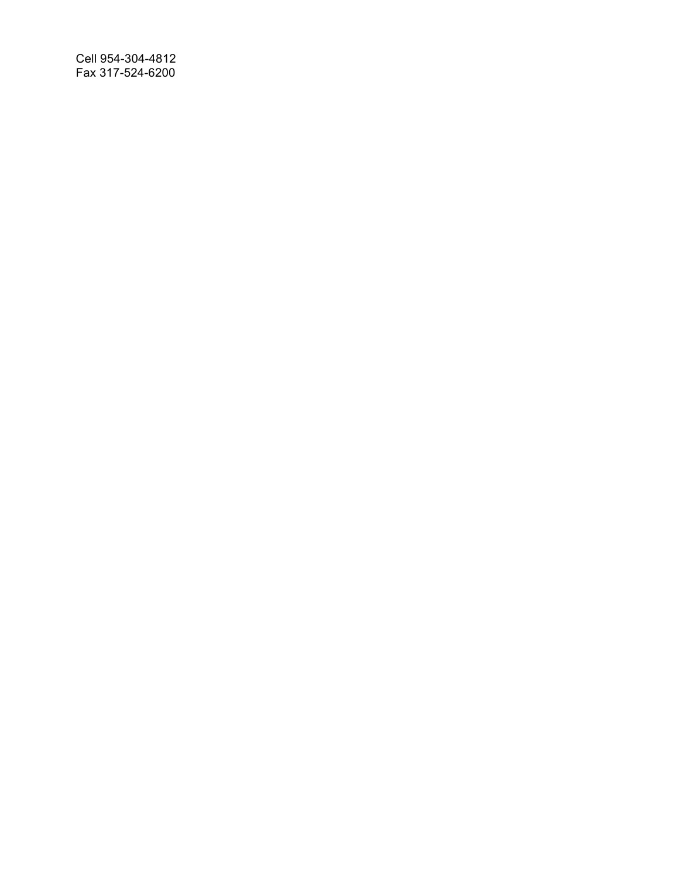Cell 954-304-4812
Fax 317-524-6200